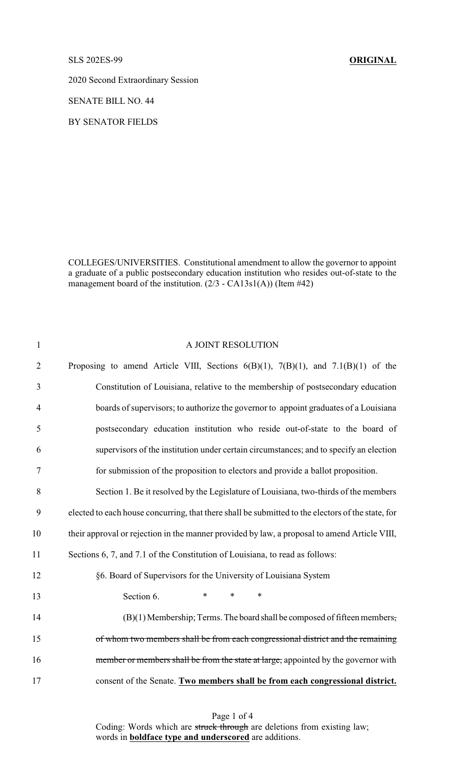SLS 202ES-99 **ORIGINAL**

2020 Second Extraordinary Session

SENATE BILL NO. 44

BY SENATOR FIELDS

COLLEGES/UNIVERSITIES. Constitutional amendment to allow the governor to appoint a graduate of a public postsecondary education institution who resides out-of-state to the management board of the institution. (2/3 - CA13s1(A)) (Item #42)

1 A JOINT RESOLUTION

2 Proposing to amend Article VIII, Sections 6(B)(1), 7(B)(1), and 7.1(B)(1) of the

3 Constitution of Louisiana, relative to the membership of postsecondary education

4 boards of supervisors; to authorize the governor to appoint graduates of a Louisiana

5 postsecondary education institution who reside out-of-state to the board of

6 supervisors of the institution under certain circumstances; and to specify an election

7 for submission of the proposition to electors and provide a ballot proposition.

8 Section 1. Be it resolved by the Legislature of Louisiana, two-thirds of the members

9 elected to each house concurring, that there shall be submitted to the electors of the state, for

10 their approval or rejection in the manner provided by law, a proposal to amend Article VIII,

11 Sections 6, 7, and 7.1 of the Constitution of Louisiana, to read as follows:

12 §6. Board of Supervisors for the University of Louisiana System

13 Section 6. * * *

14 (B)(1) Membership; Terms. The board shall be composed of fifteen members~~,~~

15 ~~of whom two members shall be from each congressional district and the remaining~~

16 ~~member or members shall be from the state at large,~~ appointed by the governor with

17 consent of the Senate. **<u>Two members shall be from each congressional district.</u>**

Coding: Words which are ~~struck through~~ are deletions from existing law; words in **<u>boldface type and underscored</u>** are additions.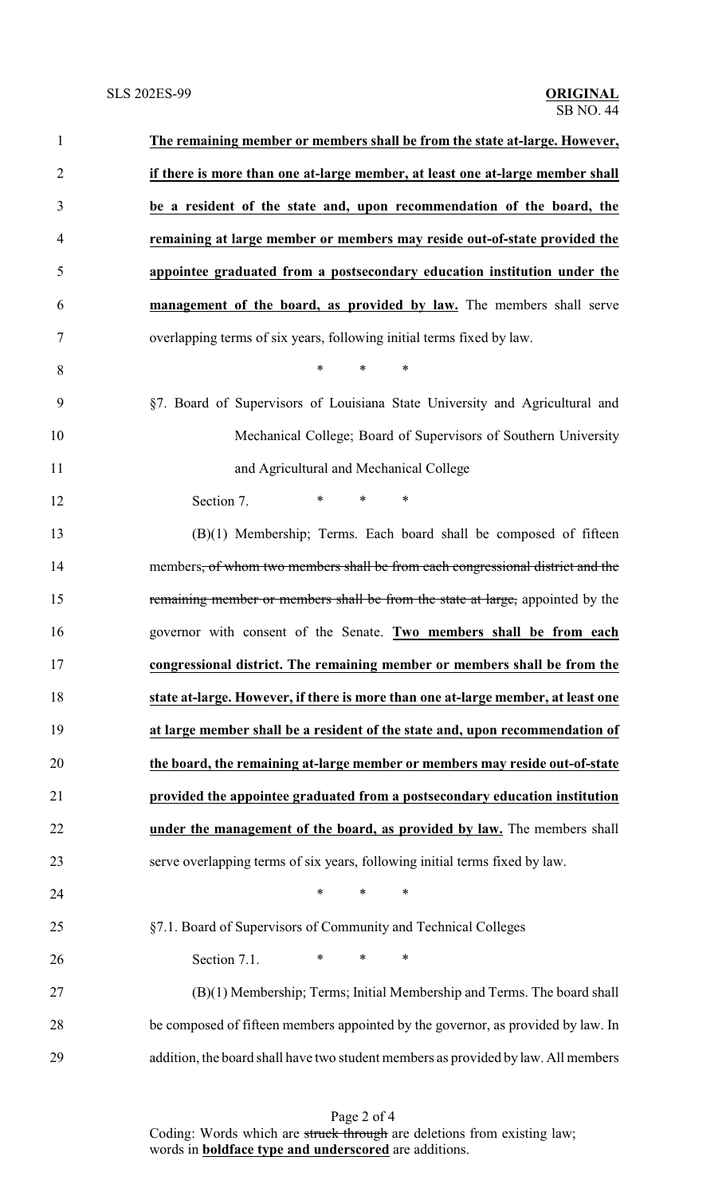**The remaining member or members shall be from the state at-large. However, if there is more than one at-large member, at least one at-large member shall be a resident of the state and, upon recommendation of the board, the remaining at large member or members may reside out-of-state provided the appointee graduated from a postsecondary education institution under the management of the board, as provided by law.** The members shall serve overlapping terms of six years, following initial terms fixed by law.

\* \* \*

§7. Board of Supervisors of Louisiana State University and Agricultural and Mechanical College; Board of Supervisors of Southern University and Agricultural and Mechanical College

Section 7. \* \* \*

(B)(1) Membership; Terms. Each board shall be composed of fifteen members~~, of whom two members shall be from each congressional district and the remaining member or members shall be from the state at large,~~ appointed by the governor with consent of the Senate. **Two members shall be from each congressional district. The remaining member or members shall be from the state at-large. However, if there is more than one at-large member, at least one at large member shall be a resident of the state and, upon recommendation of the board, the remaining at-large member or members may reside out-of-state provided the appointee graduated from a postsecondary education institution under the management of the board, as provided by law.** The members shall serve overlapping terms of six years, following initial terms fixed by law.

\* \* \*

§7.1. Board of Supervisors of Community and Technical Colleges

Section 7.1. \* \* \*

(B)(1) Membership; Terms; Initial Membership and Terms. The board shall be composed of fifteen members appointed by the governor, as provided by law. In addition, the board shall have two student members as provided by law. All members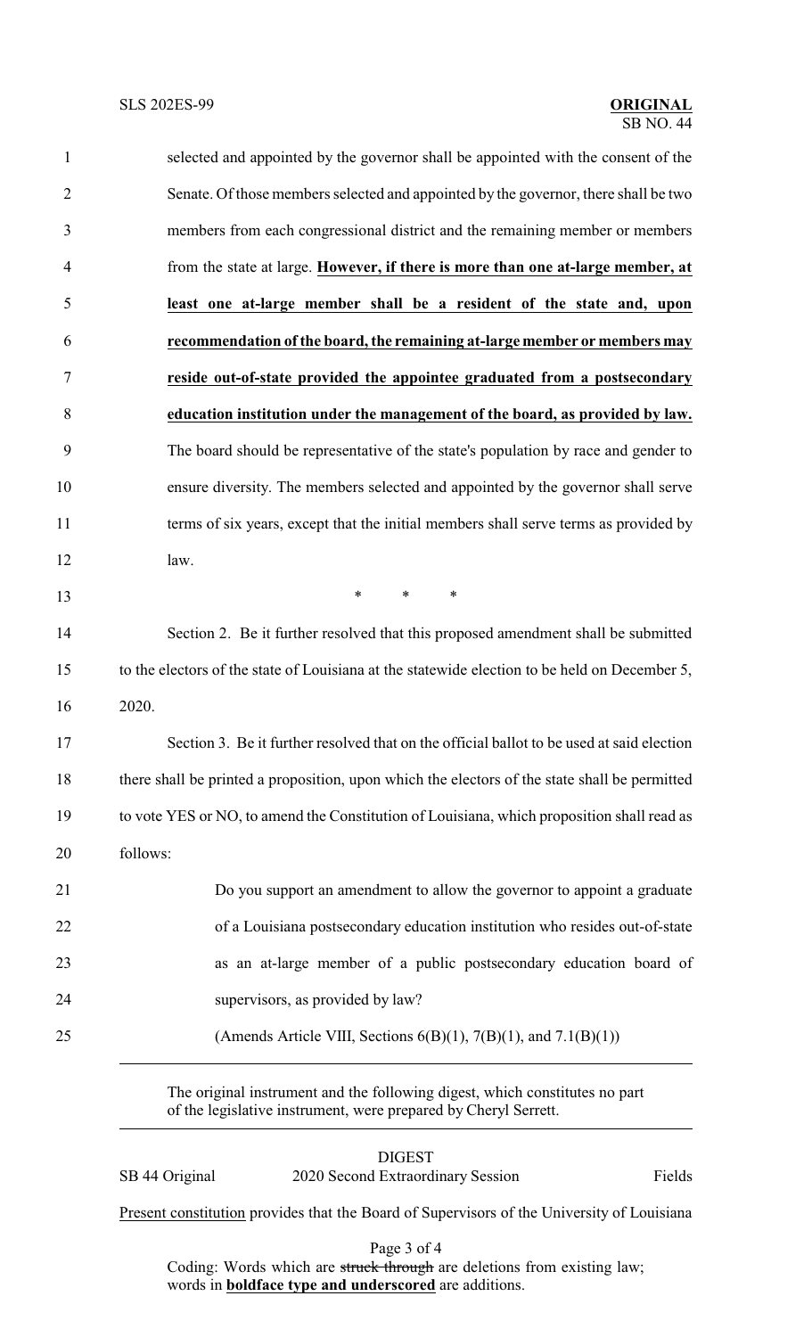selected and appointed by the governor shall be appointed with the consent of the Senate. Of those members selected and appointed by the governor, there shall be two members from each congressional district and the remaining member or members from the state at large. **However, if there is more than one at-large member, at least one at-large member shall be a resident of the state and, upon recommendation of the board, the remaining at-large member or members may reside out-of-state provided the appointee graduated from a postsecondary education institution under the management of the board, as provided by law.** The board should be representative of the state's population by race and gender to ensure diversity. The members selected and appointed by the governor shall serve terms of six years, except that the initial members shall serve terms as provided by law.

\* \* \*

Section 2. Be it further resolved that this proposed amendment shall be submitted to the electors of the state of Louisiana at the statewide election to be held on December 5, 2020.

Section 3. Be it further resolved that on the official ballot to be used at said election there shall be printed a proposition, upon which the electors of the state shall be permitted to vote YES or NO, to amend the Constitution of Louisiana, which proposition shall read as follows:

> Do you support an amendment to allow the governor to appoint a graduate of a Louisiana postsecondary education institution who resides out-of-state as an at-large member of a public postsecondary education board of supervisors, as provided by law?
>
> (Amends Article VIII, Sections 6(B)(1), 7(B)(1), and 7.1(B)(1))

---

The original instrument and the following digest, which constitutes no part of the legislative instrument, were prepared by Cheryl Serrett.

---

DIGEST

SB 44 Original — 2020 Second Extraordinary Session — Fields

Present constitution provides that the Board of Supervisors of the University of Louisiana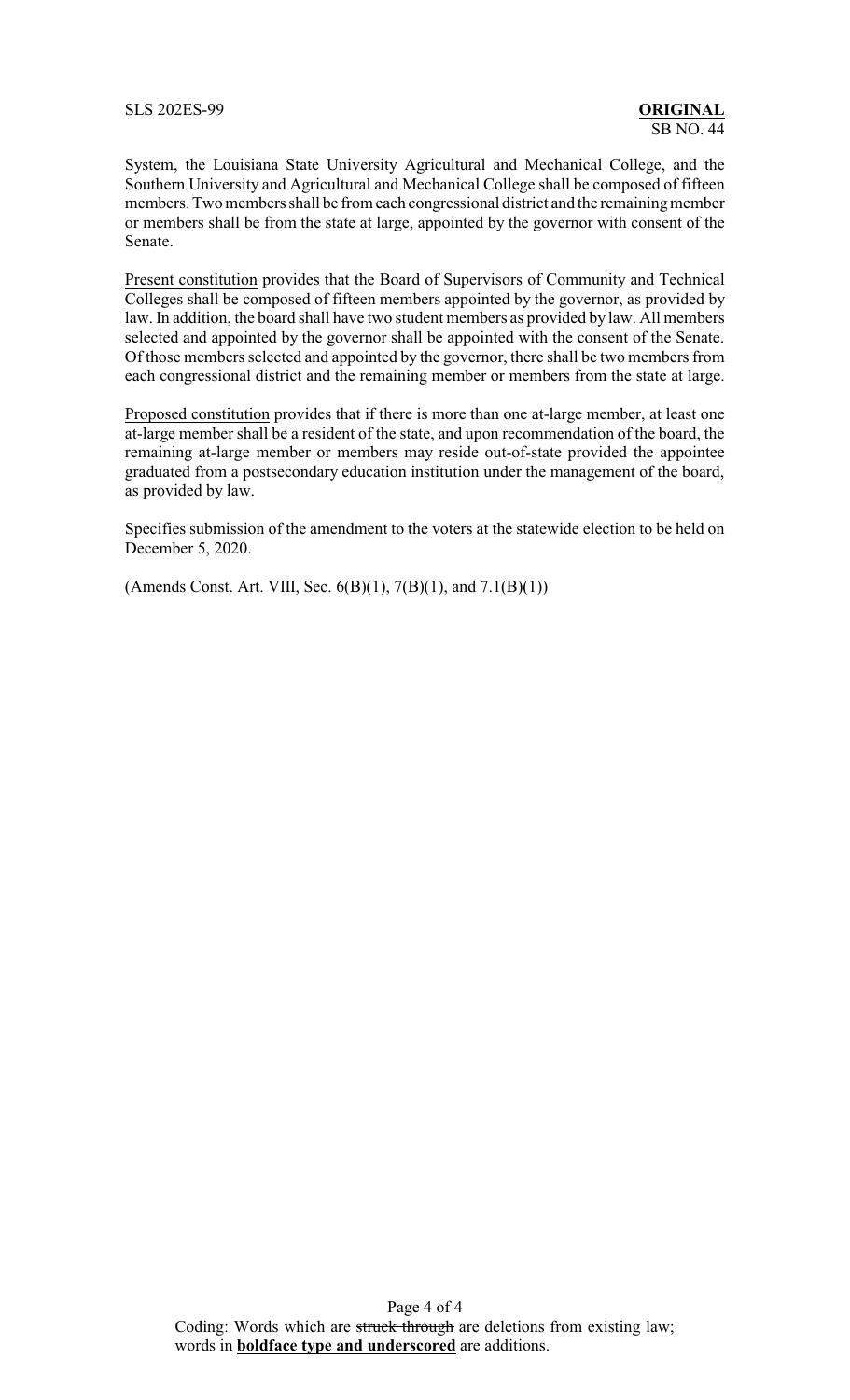System, the Louisiana State University Agricultural and Mechanical College, and the Southern University and Agricultural and Mechanical College shall be composed of fifteen members. Two members shall be from each congressional district and the remaining member or members shall be from the state at large, appointed by the governor with consent of the Senate.

Present constitution provides that the Board of Supervisors of Community and Technical Colleges shall be composed of fifteen members appointed by the governor, as provided by law. In addition, the board shall have two student members as provided by law. All members selected and appointed by the governor shall be appointed with the consent of the Senate. Of those members selected and appointed by the governor, there shall be two members from each congressional district and the remaining member or members from the state at large.

Proposed constitution provides that if there is more than one at-large member, at least one at-large member shall be a resident of the state, and upon recommendation of the board, the remaining at-large member or members may reside out-of-state provided the appointee graduated from a postsecondary education institution under the management of the board, as provided by law.

Specifies submission of the amendment to the voters at the statewide election to be held on December 5, 2020.

(Amends Const. Art. VIII, Sec. 6(B)(1), 7(B)(1), and 7.1(B)(1))

Coding: Words which are ~~struck through~~ are deletions from existing law; words in **boldface type and underscored** are additions.